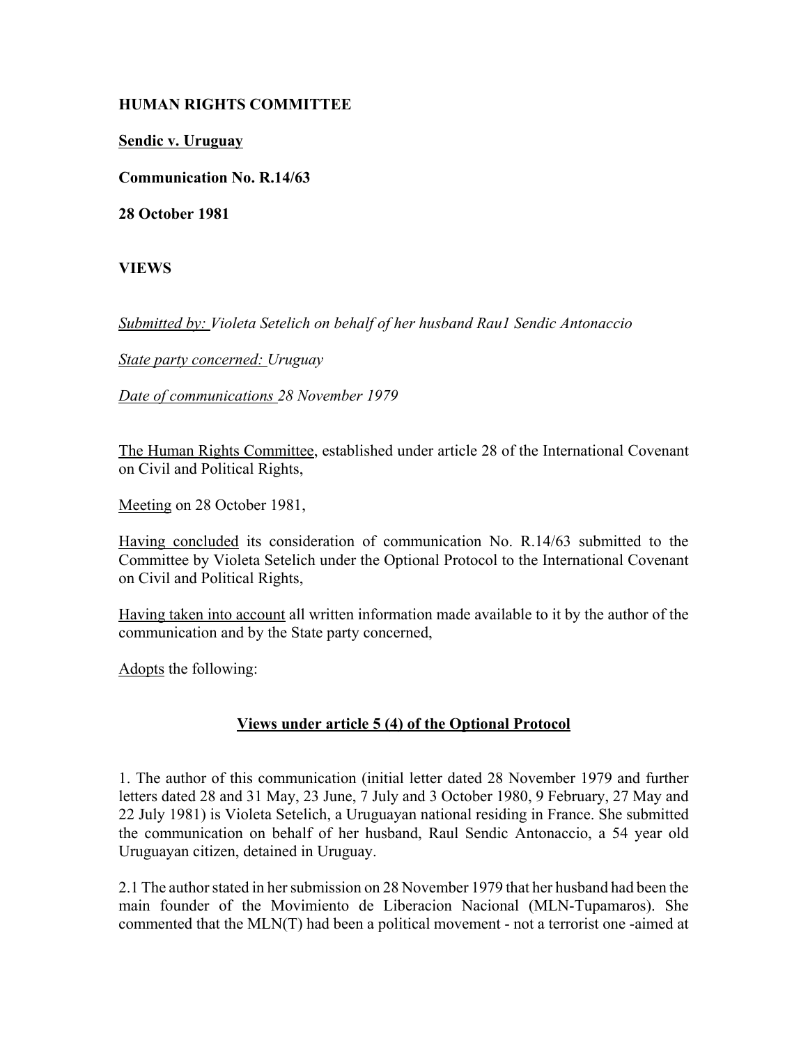**HUMAN RIGHTS COMMITTEE**

**Sendic v. Uruguay**

**Communication No. R.14/63**

**28 October 1981**

**VIEWS**

*Submitted by: Violeta Setelich on behalf of her husband Rau1 Sendic Antonaccio*

*State party concerned: Uruguay*

*Date of communications 28 November 1979*

The Human Rights Committee, established under article 28 of the International Covenant on Civil and Political Rights,

Meeting on 28 October 1981,

Having concluded its consideration of communication No. R.14/63 submitted to the Committee by Violeta Setelich under the Optional Protocol to the International Covenant on Civil and Political Rights,

Having taken into account all written information made available to it by the author of the communication and by the State party concerned,

Adopts the following:

## Views under article 5 (4) of the Optional Protocol

1. The author of this communication (initial letter dated 28 November 1979 and further letters dated 28 and 31 May, 23 June, 7 July and 3 October 1980, 9 February, 27 May and 22 July 1981) is Violeta Setelich, a Uruguayan national residing in France. She submitted the communication on behalf of her husband, Raul Sendic Antonaccio, a 54 year old Uruguayan citizen, detained in Uruguay.

2.1 The author stated in her submission on 28 November 1979 that her husband had been the main founder of the Movimiento de Liberacion Nacional (MLN-Tupamaros). She commented that the MLN(T) had been a political movement - not a terrorist one -aimed at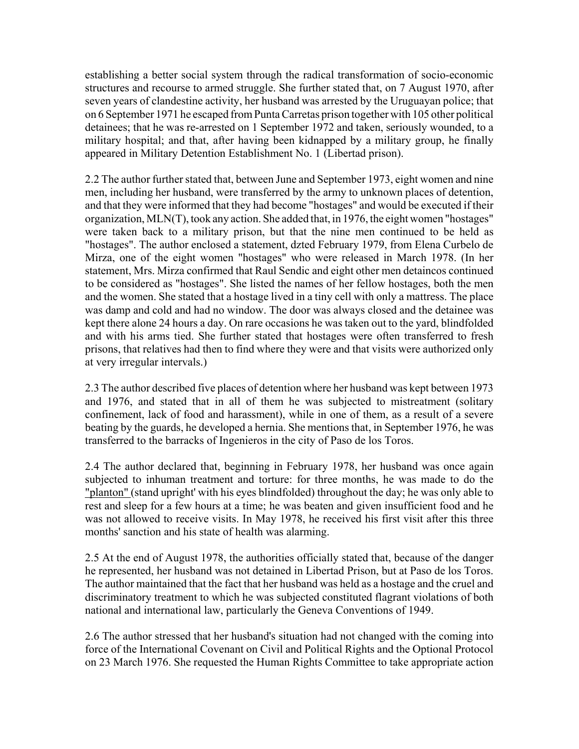establishing a better social system through the radical transformation of socio-economic structures and recourse to armed struggle. She further stated that, on 7 August 1970, after seven years of clandestine activity, her husband was arrested by the Uruguayan police; that on 6 September 1971 he escaped from Punta Carretas prison together with 105 other political detainees; that he was re-arrested on 1 September 1972 and taken, seriously wounded, to a military hospital; and that, after having been kidnapped by a military group, he finally appeared in Military Detention Establishment No. 1 (Libertad prison).

2.2 The author further stated that, between June and September 1973, eight women and nine men, including her husband, were transferred by the army to unknown places of detention, and that they were informed that they had become "hostages" and would be executed if their organization, MLN(T), took any action. She added that, in 1976, the eight women "hostages" were taken back to a military prison, but that the nine men continued to be held as "hostages". The author enclosed a statement, dzted February 1979, from Elena Curbelo de Mirza, one of the eight women "hostages" who were released in March 1978. (In her statement, Mrs. Mirza confirmed that Raul Sendic and eight other men detaincos continued to be considered as "hostages". She listed the names of her fellow hostages, both the men and the women. She stated that a hostage lived in a tiny cell with only a mattress. The place was damp and cold and had no window. The door was always closed and the detainee was kept there alone 24 hours a day. On rare occasions he was taken out to the yard, blindfolded and with his arms tied. She further stated that hostages were often transferred to fresh prisons, that relatives had then to find where they were and that visits were authorized only at very irregular intervals.)

2.3 The author described five places of detention where her husband was kept between 1973 and 1976, and stated that in all of them he was subjected to mistreatment (solitary confinement, lack of food and harassment), while in one of them, as a result of a severe beating by the guards, he developed a hernia. She mentions that, in September 1976, he was transferred to the barracks of Ingenieros in the city of Paso de los Toros.

2.4 The author declared that, beginning in February 1978, her husband was once again subjected to inhuman treatment and torture: for three months, he was made to do the "planton" (stand upright' with his eyes blindfolded) throughout the day; he was only able to rest and sleep for a few hours at a time; he was beaten and given insufficient food and he was not allowed to receive visits. In May 1978, he received his first visit after this three months' sanction and his state of health was alarming.

2.5 At the end of August 1978, the authorities officially stated that, because of the danger he represented, her husband was not detained in Libertad Prison, but at Paso de los Toros. The author maintained that the fact that her husband was held as a hostage and the cruel and discriminatory treatment to which he was subjected constituted flagrant violations of both national and international law, particularly the Geneva Conventions of 1949.

2.6 The author stressed that her husband's situation had not changed with the coming into force of the International Covenant on Civil and Political Rights and the Optional Protocol on 23 March 1976. She requested the Human Rights Committee to take appropriate action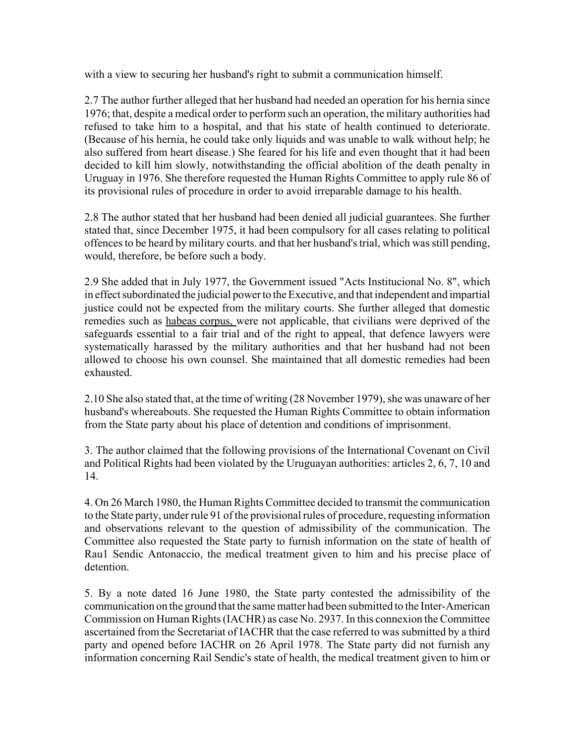with a view to securing her husband's right to submit a communication himself.

2.7 The author further alleged that her husband had needed an operation for his hernia since 1976; that, despite a medical order to perform such an operation, the military authorities had refused to take him to a hospital, and that his state of health continued to deteriorate. (Because of his hernia, he could take only liquids and was unable to walk without help; he also suffered from heart disease.) She feared for his life and even thought that it had been decided to kill him slowly, notwithstanding the official abolition of the death penalty in Uruguay in 1976. She therefore requested the Human Rights Committee to apply rule 86 of its provisional rules of procedure in order to avoid irreparable damage to his health.

2.8 The author stated that her husband had been denied all judicial guarantees. She further stated that, since December 1975, it had been compulsory for all cases relating to political offences to be heard by military courts. and that her husband's trial, which was still pending, would, therefore, be before such a body.

2.9 She added that in July 1977, the Government issued "Acts Institucional No. 8", which in effect subordinated the judicial power to the Executive, and that independent and impartial justice could not be expected from the military courts. She further alleged that domestic remedies such as habeas corpus, were not applicable, that civilians were deprived of the safeguards essential to a fair trial and of the right to appeal, that defence lawyers were systematically harassed by the military authorities and that her husband had not been allowed to choose his own counsel. She maintained that all domestic remedies had been exhausted.

2.10 She also stated that, at the time of writing (28 November 1979), she was unaware of her husband's whereabouts. She requested the Human Rights Committee to obtain information from the State party about his place of detention and conditions of imprisonment.

3. The author claimed that the following provisions of the International Covenant on Civil and Political Rights had been violated by the Uruguayan authorities: articles 2, 6, 7, 10 and 14.

4. On 26 March 1980, the Human Rights Committee decided to transmit the communication to the State party, under rule 91 of the provisional rules of procedure, requesting information and observations relevant to the question of admissibility of the communication. The Committee also requested the State party to furnish information on the state of health of Rau1 Sendic Antonaccio, the medical treatment given to him and his precise place of detention.

5. By a note dated 16 June 1980, the State party contested the admissibility of the communication on the ground that the same matter had been submitted to the Inter-American Commission on Human Rights (IACHR) as case No. 2937. In this connexion the Committee ascertained from the Secretariat of IACHR that the case referred to was submitted by a third party and opened before IACHR on 26 April 1978. The State party did not furnish any information concerning Rail Sendic's state of health, the medical treatment given to him or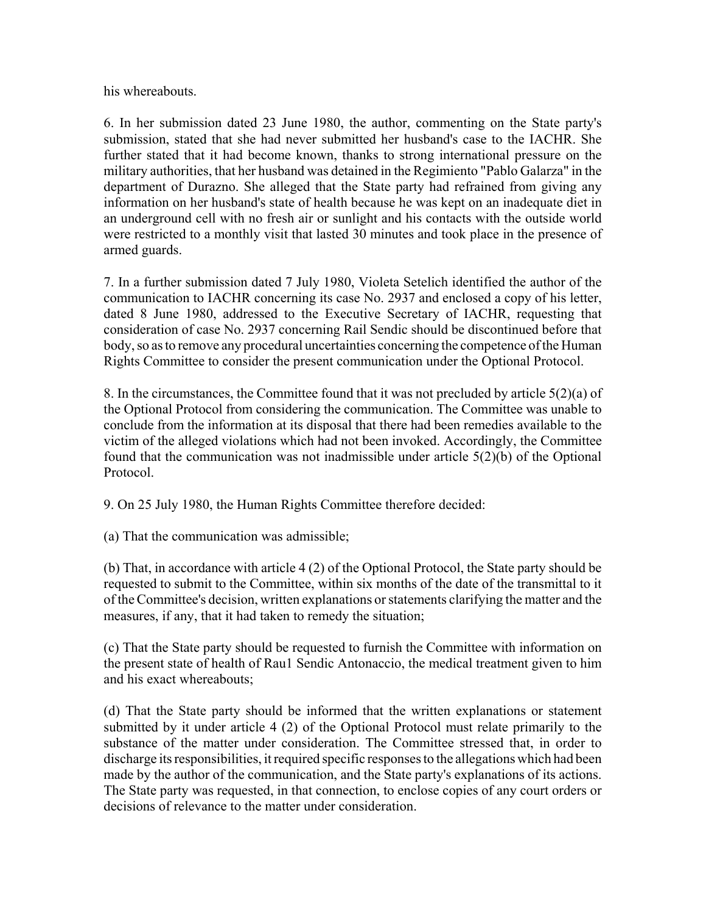his whereabouts.

6. In her submission dated 23 June 1980, the author, commenting on the State party's submission, stated that she had never submitted her husband's case to the IACHR. She further stated that it had become known, thanks to strong international pressure on the military authorities, that her husband was detained in the Regimiento "Pablo Galarza" in the department of Durazno. She alleged that the State party had refrained from giving any information on her husband's state of health because he was kept on an inadequate diet in an underground cell with no fresh air or sunlight and his contacts with the outside world were restricted to a monthly visit that lasted 30 minutes and took place in the presence of armed guards.

7. In a further submission dated 7 July 1980, Violeta Setelich identified the author of the communication to IACHR concerning its case No. 2937 and enclosed a copy of his letter, dated 8 June 1980, addressed to the Executive Secretary of IACHR, requesting that consideration of case No. 2937 concerning Rail Sendic should be discontinued before that body, so as to remove any procedural uncertainties concerning the competence of the Human Rights Committee to consider the present communication under the Optional Protocol.

8. In the circumstances, the Committee found that it was not precluded by article 5(2)(a) of the Optional Protocol from considering the communication. The Committee was unable to conclude from the information at its disposal that there had been remedies available to the victim of the alleged violations which had not been invoked. Accordingly, the Committee found that the communication was not inadmissible under article 5(2)(b) of the Optional Protocol.

9. On 25 July 1980, the Human Rights Committee therefore decided:

(a) That the communication was admissible;

(b) That, in accordance with article 4 (2) of the Optional Protocol, the State party should be requested to submit to the Committee, within six months of the date of the transmittal to it of the Committee's decision, written explanations or statements clarifying the matter and the measures, if any, that it had taken to remedy the situation;

(c) That the State party should be requested to furnish the Committee with information on the present state of health of Rau1 Sendic Antonaccio, the medical treatment given to him and his exact whereabouts;

(d) That the State party should be informed that the written explanations or statement submitted by it under article 4 (2) of the Optional Protocol must relate primarily to the substance of the matter under consideration. The Committee stressed that, in order to discharge its responsibilities, it required specific responses to the allegations which had been made by the author of the communication, and the State party's explanations of its actions. The State party was requested, in that connection, to enclose copies of any court orders or decisions of relevance to the matter under consideration.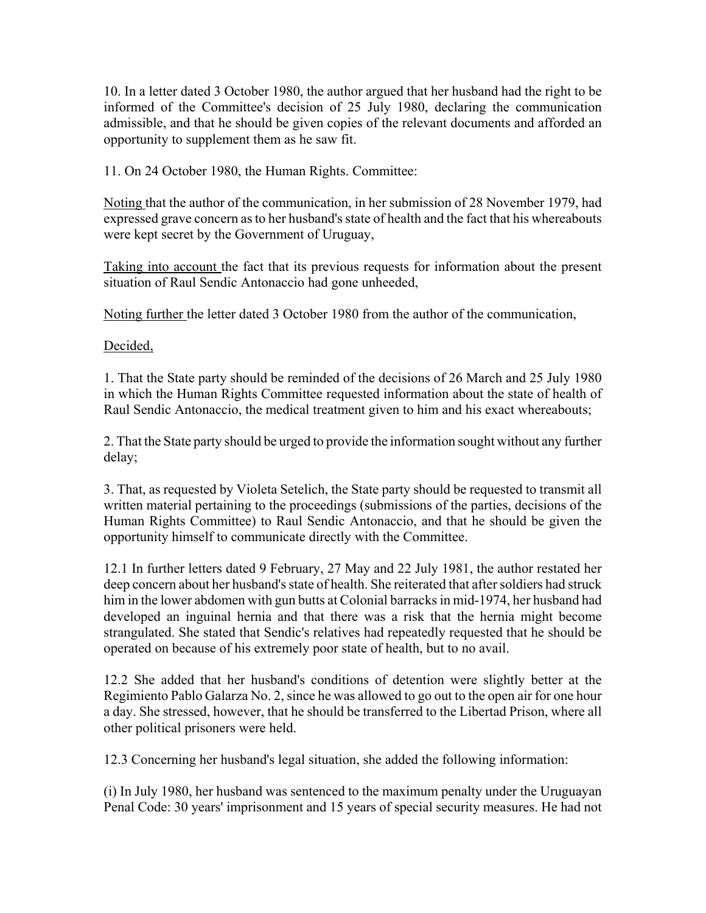10. In a letter dated 3 October 1980, the author argued that her husband had the right to be informed of the Committee's decision of 25 July 1980, declaring the communication admissible, and that he should be given copies of the relevant documents and afforded an opportunity to supplement them as he saw fit.

11. On 24 October 1980, the Human Rights. Committee:

Noting that the author of the communication, in her submission of 28 November 1979, had expressed grave concern as to her husband's state of health and the fact that his whereabouts were kept secret by the Government of Uruguay,

Taking into account the fact that its previous requests for information about the present situation of Raul Sendic Antonaccio had gone unheeded,

Noting further the letter dated 3 October 1980 from the author of the communication,

Decided,

1. That the State party should be reminded of the decisions of 26 March and 25 July 1980 in which the Human Rights Committee requested information about the state of health of Raul Sendic Antonaccio, the medical treatment given to him and his exact whereabouts;

2. That the State party should be urged to provide the information sought without any further delay;

3. That, as requested by Violeta Setelich, the State party should be requested to transmit all written material pertaining to the proceedings (submissions of the parties, decisions of the Human Rights Committee) to Raul Sendic Antonaccio, and that he should be given the opportunity himself to communicate directly with the Committee.

12.1 In further letters dated 9 February, 27 May and 22 July 1981, the author restated her deep concern about her husband's state of health. She reiterated that after soldiers had struck him in the lower abdomen with gun butts at Colonial barracks in mid-1974, her husband had developed an inguinal hernia and that there was a risk that the hernia might become strangulated. She stated that Sendic's relatives had repeatedly requested that he should be operated on because of his extremely poor state of health, but to no avail.

12.2 She added that her husband's conditions of detention were slightly better at the Regimiento Pablo Galarza No. 2, since he was allowed to go out to the open air for one hour a day. She stressed, however, that he should be transferred to the Libertad Prison, where all other political prisoners were held.

12.3 Concerning her husband's legal situation, she added the following information:

(i) In July 1980, her husband was sentenced to the maximum penalty under the Uruguayan Penal Code: 30 years' imprisonment and 15 years of special security measures. He had not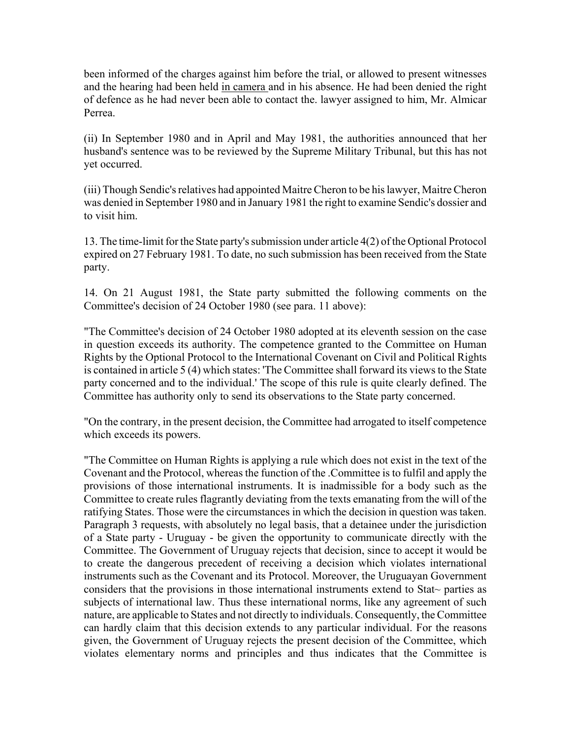been informed of the charges against him before the trial, or allowed to present witnesses and the hearing had been held in camera and in his absence. He had been denied the right of defence as he had never been able to contact the. lawyer assigned to him, Mr. Almicar Perrea.

(ii) In September 1980 and in April and May 1981, the authorities announced that her husband's sentence was to be reviewed by the Supreme Military Tribunal, but this has not yet occurred.

(iii) Though Sendic's relatives had appointed Maitre Cheron to be his lawyer, Maitre Cheron was denied in September 1980 and in January 1981 the right to examine Sendic's dossier and to visit him.

13. The time-limit for the State party's submission under article 4(2) of the Optional Protocol expired on 27 February 1981. To date, no such submission has been received from the State party.

14. On 21 August 1981, the State party submitted the following comments on the Committee's decision of 24 October 1980 (see para. 11 above):

"The Committee's decision of 24 October 1980 adopted at its eleventh session on the case in question exceeds its authority. The competence granted to the Committee on Human Rights by the Optional Protocol to the International Covenant on Civil and Political Rights is contained in article 5 (4) which states: 'The Committee shall forward its views to the State party concerned and to the individual.' The scope of this rule is quite clearly defined. The Committee has authority only to send its observations to the State party concerned.

"On the contrary, in the present decision, the Committee had arrogated to itself competence which exceeds its powers.

"The Committee on Human Rights is applying a rule which does not exist in the text of the Covenant and the Protocol, whereas the function of the .Committee is to fulfil and apply the provisions of those international instruments. It is inadmissible for a body such as the Committee to create rules flagrantly deviating from the texts emanating from the will of the ratifying States. Those were the circumstances in which the decision in question was taken. Paragraph 3 requests, with absolutely no legal basis, that a detainee under the jurisdiction of a State party - Uruguay - be given the opportunity to communicate directly with the Committee. The Government of Uruguay rejects that decision, since to accept it would be to create the dangerous precedent of receiving a decision which violates international instruments such as the Covenant and its Protocol. Moreover, the Uruguayan Government considers that the provisions in those international instruments extend to Stat~ parties as subjects of international law. Thus these international norms, like any agreement of such nature, are applicable to States and not directly to individuals. Consequently, the Committee can hardly claim that this decision extends to any particular individual. For the reasons given, the Government of Uruguay rejects the present decision of the Committee, which violates elementary norms and principles and thus indicates that the Committee is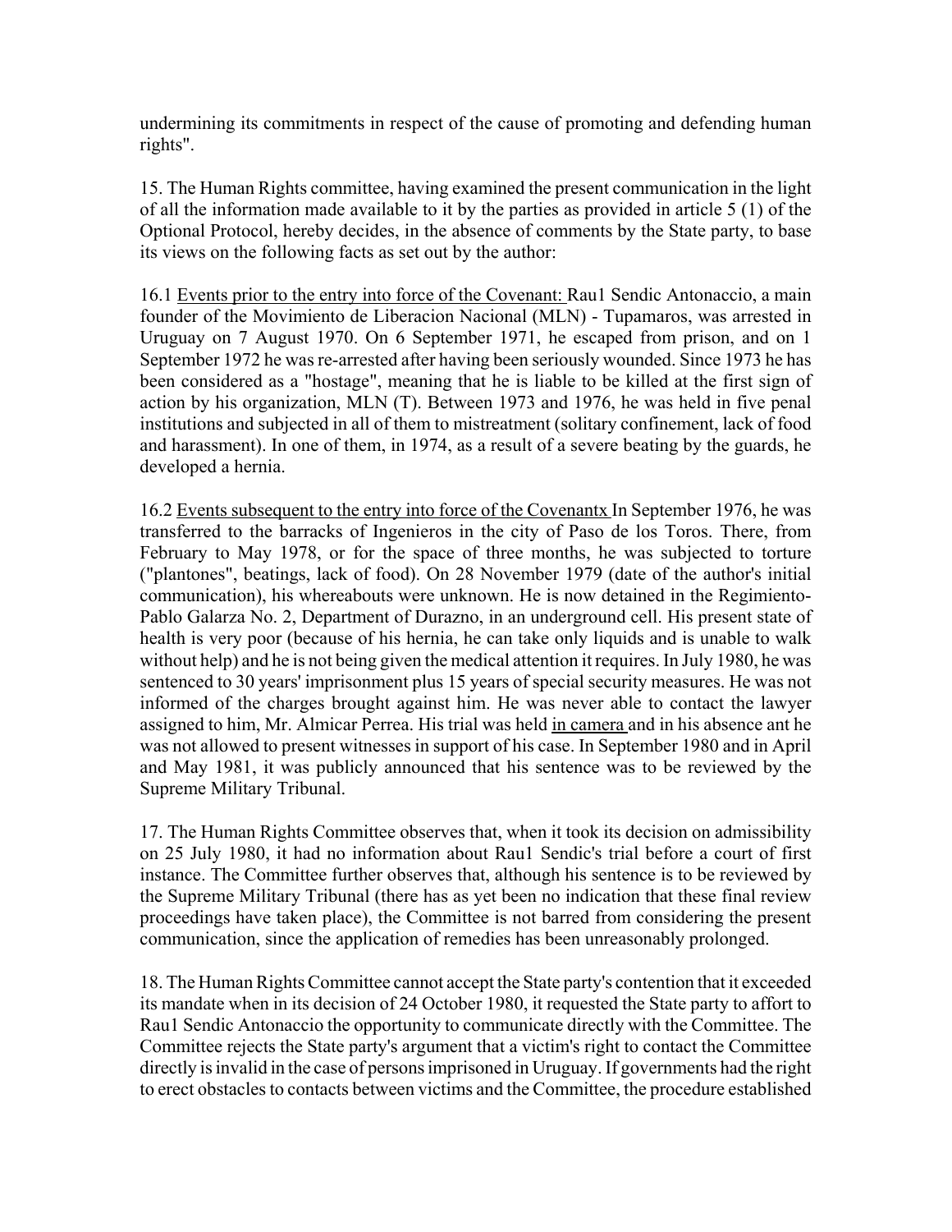undermining its commitments in respect of the cause of promoting and defending human rights".

15. The Human Rights committee, having examined the present communication in the light of all the information made available to it by the parties as provided in article 5 (1) of the Optional Protocol, hereby decides, in the absence of comments by the State party, to base its views on the following facts as set out by the author:

16.1 Events prior to the entry into force of the Covenant: Rau1 Sendic Antonaccio, a main founder of the Movimiento de Liberacion Nacional (MLN) - Tupamaros, was arrested in Uruguay on 7 August 1970. On 6 September 1971, he escaped from prison, and on 1 September 1972 he was re-arrested after having been seriously wounded. Since 1973 he has been considered as a "hostage", meaning that he is liable to be killed at the first sign of action by his organization, MLN (T). Between 1973 and 1976, he was held in five penal institutions and subjected in all of them to mistreatment (solitary confinement, lack of food and harassment). In one of them, in 1974, as a result of a severe beating by the guards, he developed a hernia.

16.2 Events subsequent to the entry into force of the Covenantx In September 1976, he was transferred to the barracks of Ingenieros in the city of Paso de los Toros. There, from February to May 1978, or for the space of three months, he was subjected to torture ("plantones", beatings, lack of food). On 28 November 1979 (date of the author's initial communication), his whereabouts were unknown. He is now detained in the Regimiento-Pablo Galarza No. 2, Department of Durazno, in an underground cell. His present state of health is very poor (because of his hernia, he can take only liquids and is unable to walk without help) and he is not being given the medical attention it requires. In July 1980, he was sentenced to 30 years' imprisonment plus 15 years of special security measures. He was not informed of the charges brought against him. He was never able to contact the lawyer assigned to him, Mr. Almicar Perrea. His trial was held in camera and in his absence ant he was not allowed to present witnesses in support of his case. In September 1980 and in April and May 1981, it was publicly announced that his sentence was to be reviewed by the Supreme Military Tribunal.

17. The Human Rights Committee observes that, when it took its decision on admissibility on 25 July 1980, it had no information about Rau1 Sendic's trial before a court of first instance. The Committee further observes that, although his sentence is to be reviewed by the Supreme Military Tribunal (there has as yet been no indication that these final review proceedings have taken place), the Committee is not barred from considering the present communication, since the application of remedies has been unreasonably prolonged.

18. The Human Rights Committee cannot accept the State party's contention that it exceeded its mandate when in its decision of 24 October 1980, it requested the State party to affort to Rau1 Sendic Antonaccio the opportunity to communicate directly with the Committee. The Committee rejects the State party's argument that a victim's right to contact the Committee directly is invalid in the case of persons imprisoned in Uruguay. If governments had the right to erect obstacles to contacts between victims and the Committee, the procedure established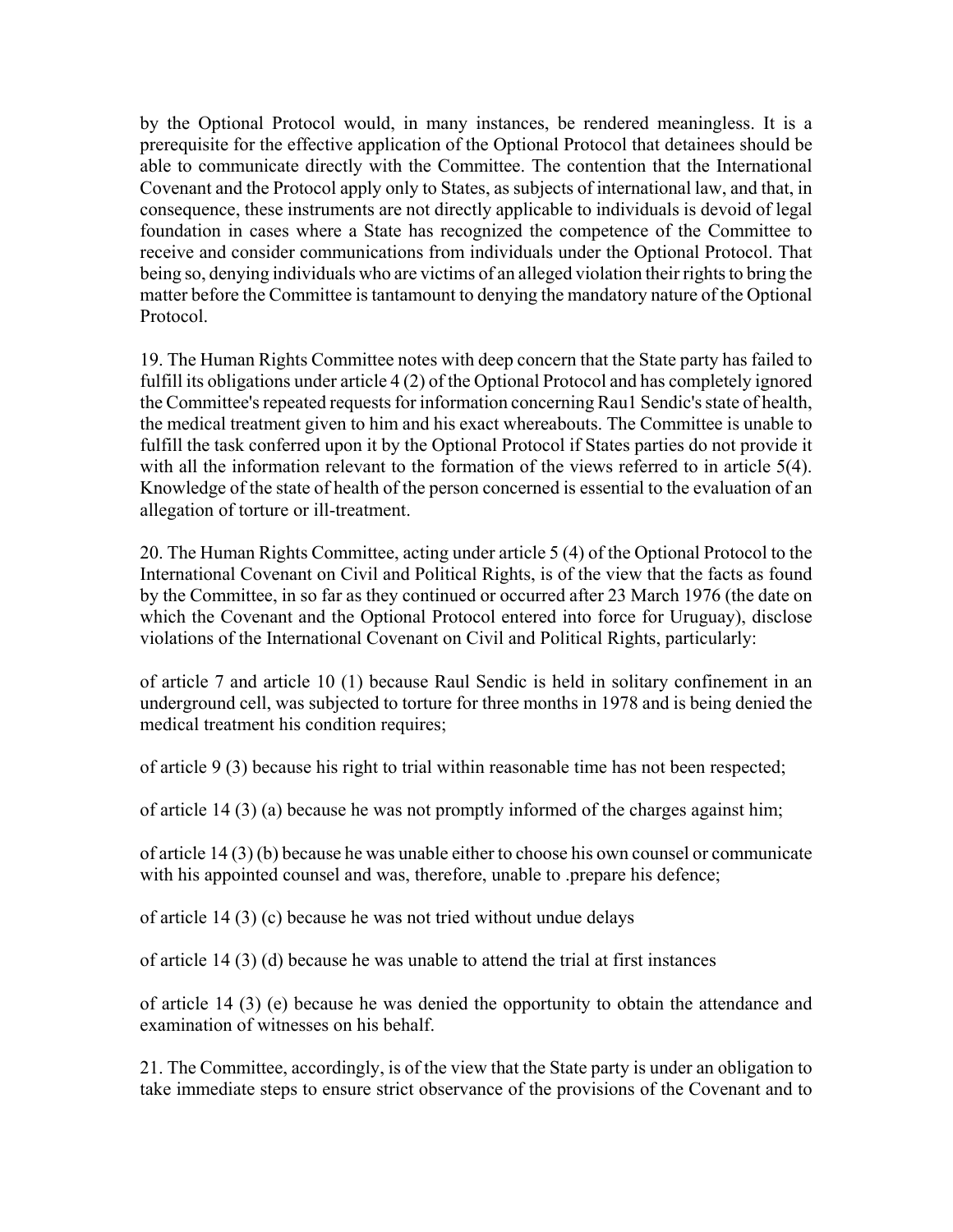by the Optional Protocol would, in many instances, be rendered meaningless. It is a prerequisite for the effective application of the Optional Protocol that detainees should be able to communicate directly with the Committee. The contention that the International Covenant and the Protocol apply only to States, as subjects of international law, and that, in consequence, these instruments are not directly applicable to individuals is devoid of legal foundation in cases where a State has recognized the competence of the Committee to receive and consider communications from individuals under the Optional Protocol. That being so, denying individuals who are victims of an alleged violation their rights to bring the matter before the Committee is tantamount to denying the mandatory nature of the Optional Protocol.

19. The Human Rights Committee notes with deep concern that the State party has failed to fulfill its obligations under article 4 (2) of the Optional Protocol and has completely ignored the Committee's repeated requests for information concerning Rau1 Sendic's state of health, the medical treatment given to him and his exact whereabouts. The Committee is unable to fulfill the task conferred upon it by the Optional Protocol if States parties do not provide it with all the information relevant to the formation of the views referred to in article 5(4). Knowledge of the state of health of the person concerned is essential to the evaluation of an allegation of torture or ill-treatment.

20. The Human Rights Committee, acting under article 5 (4) of the Optional Protocol to the International Covenant on Civil and Political Rights, is of the view that the facts as found by the Committee, in so far as they continued or occurred after 23 March 1976 (the date on which the Covenant and the Optional Protocol entered into force for Uruguay), disclose violations of the International Covenant on Civil and Political Rights, particularly:

of article 7 and article 10 (1) because Raul Sendic is held in solitary confinement in an underground cell, was subjected to torture for three months in 1978 and is being denied the medical treatment his condition requires;

of article 9 (3) because his right to trial within reasonable time has not been respected;

of article 14 (3) (a) because he was not promptly informed of the charges against him;

of article 14 (3) (b) because he was unable either to choose his own counsel or communicate with his appointed counsel and was, therefore, unable to .prepare his defence;

of article 14 (3) (c) because he was not tried without undue delays

of article 14 (3) (d) because he was unable to attend the trial at first instances

of article 14 (3) (e) because he was denied the opportunity to obtain the attendance and examination of witnesses on his behalf.

21. The Committee, accordingly, is of the view that the State party is under an obligation to take immediate steps to ensure strict observance of the provisions of the Covenant and to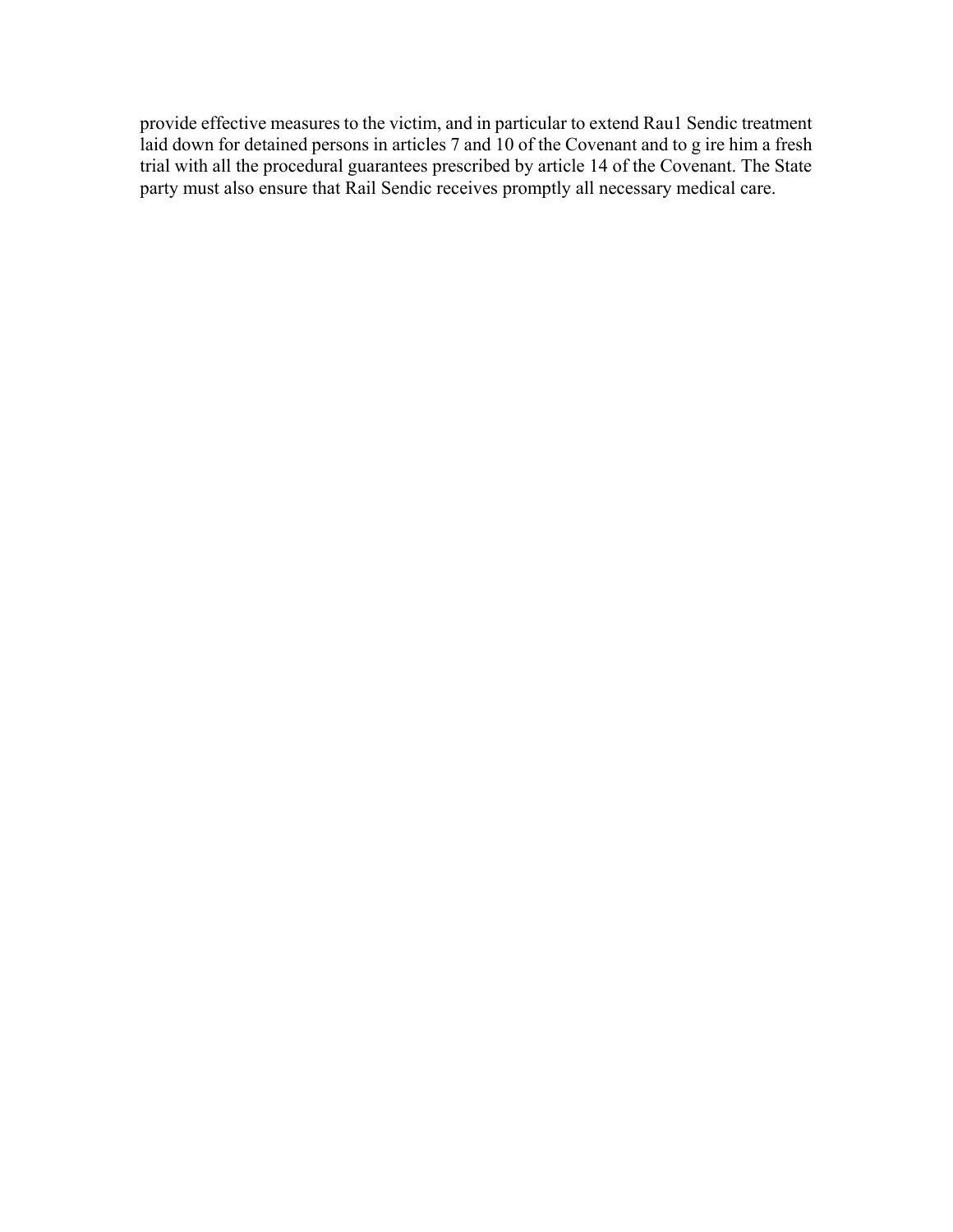provide effective measures to the victim, and in particular to extend Rau1 Sendic treatment laid down for detained persons in articles 7 and 10 of the Covenant and to g ire him a fresh trial with all the procedural guarantees prescribed by article 14 of the Covenant. The State party must also ensure that Rail Sendic receives promptly all necessary medical care.